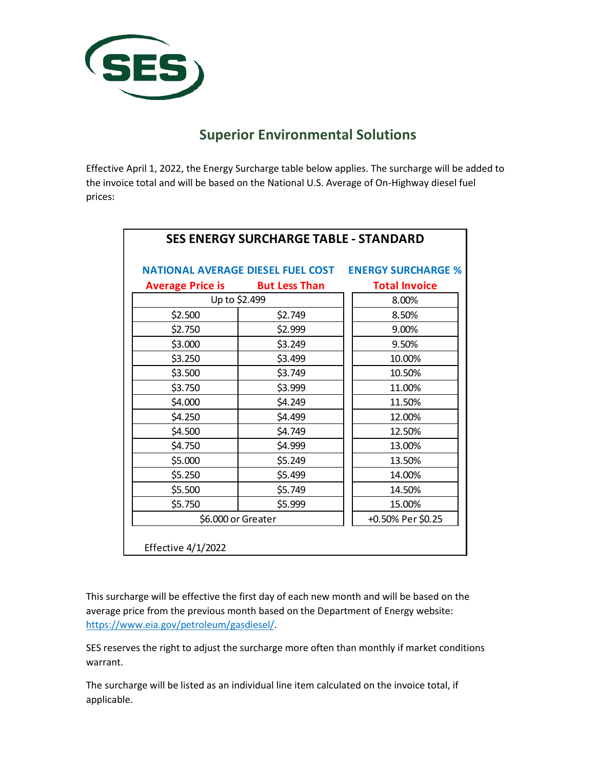SES

# Superior Environmental Solutions

Effective April 1, 2022, the Energy Surcharge table below applies. The surcharge will be added to the invoice total and will be based on the National U.S. Average of On-Highway diesel fuel prices:

## SES ENERGY SURCHARGE TABLE - STANDARD

| NATIONAL AVERAGE DIESEL FUEL COST | | ENERGY SURCHARGE % |
|---|---|---|
| **Average Price is** | **But Less Than** | **Total Invoice** |
| Up to $2.499 | | 8.00% |
| $2.500 | $2.749 | 8.50% |
| $2.750 | $2.999 | 9.00% |
| $3.000 | $3.249 | 9.50% |
| $3.250 | $3.499 | 10.00% |
| $3.500 | $3.749 | 10.50% |
| $3.750 | $3.999 | 11.00% |
| $4.000 | $4.249 | 11.50% |
| $4.250 | $4.499 | 12.00% |
| $4.500 | $4.749 | 12.50% |
| $4.750 | $4.999 | 13.00% |
| $5.000 | $5.249 | 13.50% |
| $5.250 | $5.499 | 14.00% |
| $5.500 | $5.749 | 14.50% |
| $5.750 | $5.999 | 15.00% |
| $6.000 or Greater | | +0.50% Per $0.25 |

Effective 4/1/2022

This surcharge will be effective the first day of each new month and will be based on the average price from the previous month based on the Department of Energy website: https://www.eia.gov/petroleum/gasdiesel/.

SES reserves the right to adjust the surcharge more often than monthly if market conditions warrant.

The surcharge will be listed as an individual line item calculated on the invoice total, if applicable.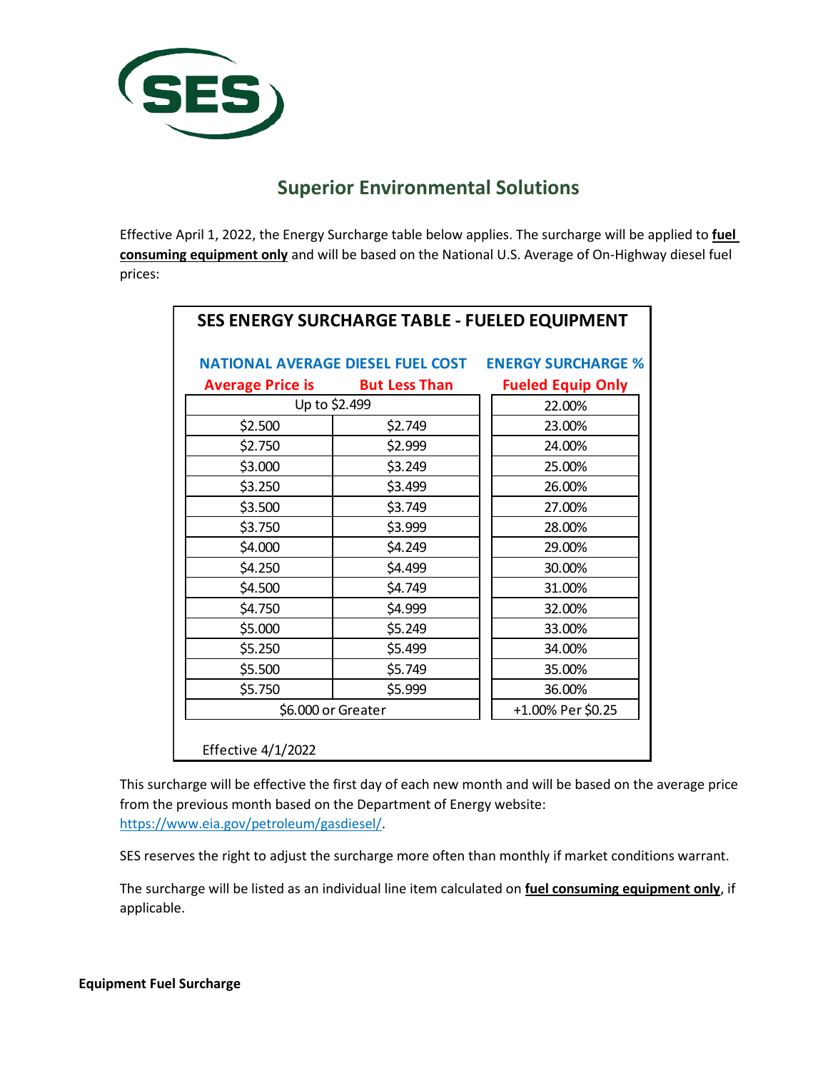# Superior Environmental Solutions

Effective April 1, 2022, the Energy Surcharge table below applies. The surcharge will be applied to **fuel consuming equipment only** and will be based on the National U.S. Average of On-Highway diesel fuel prices:

**SES ENERGY SURCHARGE TABLE - FUELED EQUIPMENT**

| NATIONAL AVERAGE DIESEL FUEL COST | | ENERGY SURCHARGE % |
|---|---|---|
| **Average Price is** | **But Less Than** | **Fueled Equip Only** |
| Up to $2.499 | | 22.00% |
| $2.500 | $2.749 | 23.00% |
| $2.750 | $2.999 | 24.00% |
| $3.000 | $3.249 | 25.00% |
| $3.250 | $3.499 | 26.00% |
| $3.500 | $3.749 | 27.00% |
| $3.750 | $3.999 | 28.00% |
| $4.000 | $4.249 | 29.00% |
| $4.250 | $4.499 | 30.00% |
| $4.500 | $4.749 | 31.00% |
| $4.750 | $4.999 | 32.00% |
| $5.000 | $5.249 | 33.00% |
| $5.250 | $5.499 | 34.00% |
| $5.500 | $5.749 | 35.00% |
| $5.750 | $5.999 | 36.00% |
| $6.000 or Greater | | +1.00% Per $0.25 |

Effective 4/1/2022

This surcharge will be effective the first day of each new month and will be based on the average price from the previous month based on the Department of Energy website: https://www.eia.gov/petroleum/gasdiesel/.

SES reserves the right to adjust the surcharge more often than monthly if market conditions warrant.

The surcharge will be listed as an individual line item calculated on **fuel consuming equipment only**, if applicable.

**Equipment Fuel Surcharge**